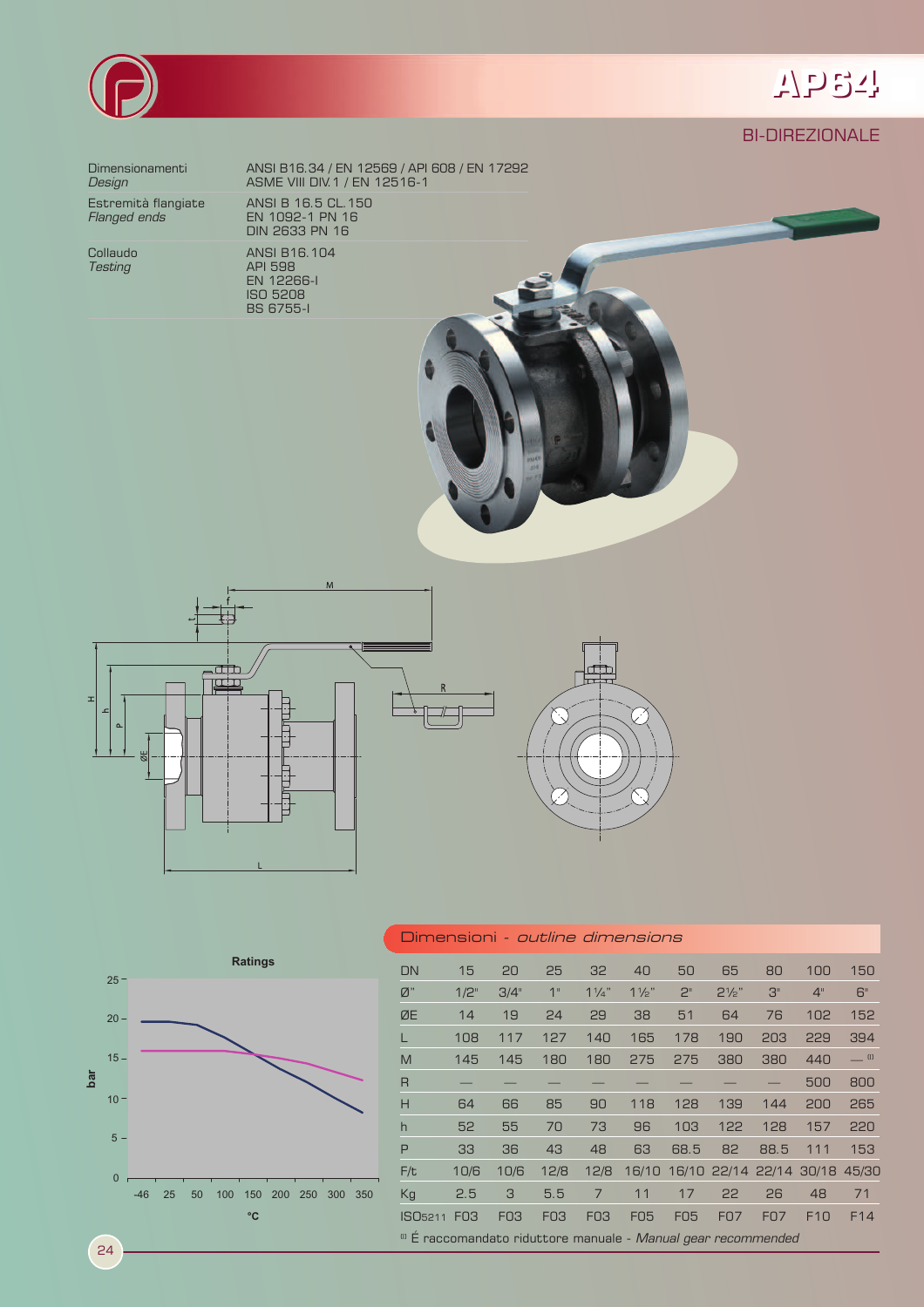# AP64

## BI-DIREZIONALE

| | |
|---|---|
| Dimensionamenti *Design* | ANSI B16.34 / EN 12569 / API 608 / EN 17292 ASME VIII DIV.1 / EN 12516-1 |
| Estremità flangiate *Flanged ends* | ANSI B 16.5 CL.150 EN 1092-1 PN 16 DIN 2633 PN 16 |
| Collaudo *Testing* | ANSI B16.104 API 598 EN 12266-I ISO 5208 BS 6755-I |

**Ratings**

## Dimensioni - *outline dimensions*

| DN | 15 | 20 | 25 | 32 | 40 | 50 | 65 | 80 | 100 | 150 |
|---|---|---|---|---|---|---|---|---|---|---|
| Ø" | 1/2" | 3/4" | 1" | 1¼" | 1½" | 2" | 2½" | 3" | 4" | 6" |
| ØE | 14 | 19 | 24 | 29 | 38 | 51 | 64 | 76 | 102 | 152 |
| L | 108 | 117 | 127 | 140 | 165 | 178 | 190 | 203 | 229 | 394 |
| M | 145 | 145 | 180 | 180 | 275 | 275 | 380 | 380 | 440 | — [1] |
| R | — | — | — | — | — | — | — | — | 500 | 800 |
| H | 64 | 66 | 85 | 90 | 118 | 128 | 139 | 144 | 200 | 265 |
| h | 52 | 55 | 70 | 73 | 96 | 103 | 122 | 128 | 157 | 220 |
| P | 33 | 36 | 43 | 48 | 63 | 68.5 | 82 | 88.5 | 111 | 153 |
| F/t | 10/6 | 10/6 | 12/8 | 12/8 | 16/10 | 16/10 | 22/14 | 22/14 | 30/18 | 45/30 |
| Kg | 2.5 | 3 | 5.5 | 7 | 11 | 17 | 22 | 26 | 48 | 71 |
| ISO5211 | F03 | F03 | F03 | F03 | F05 | F05 | F07 | F07 | F10 | F14 |

[1] É raccomandato riduttore manuale - *Manual gear recommended*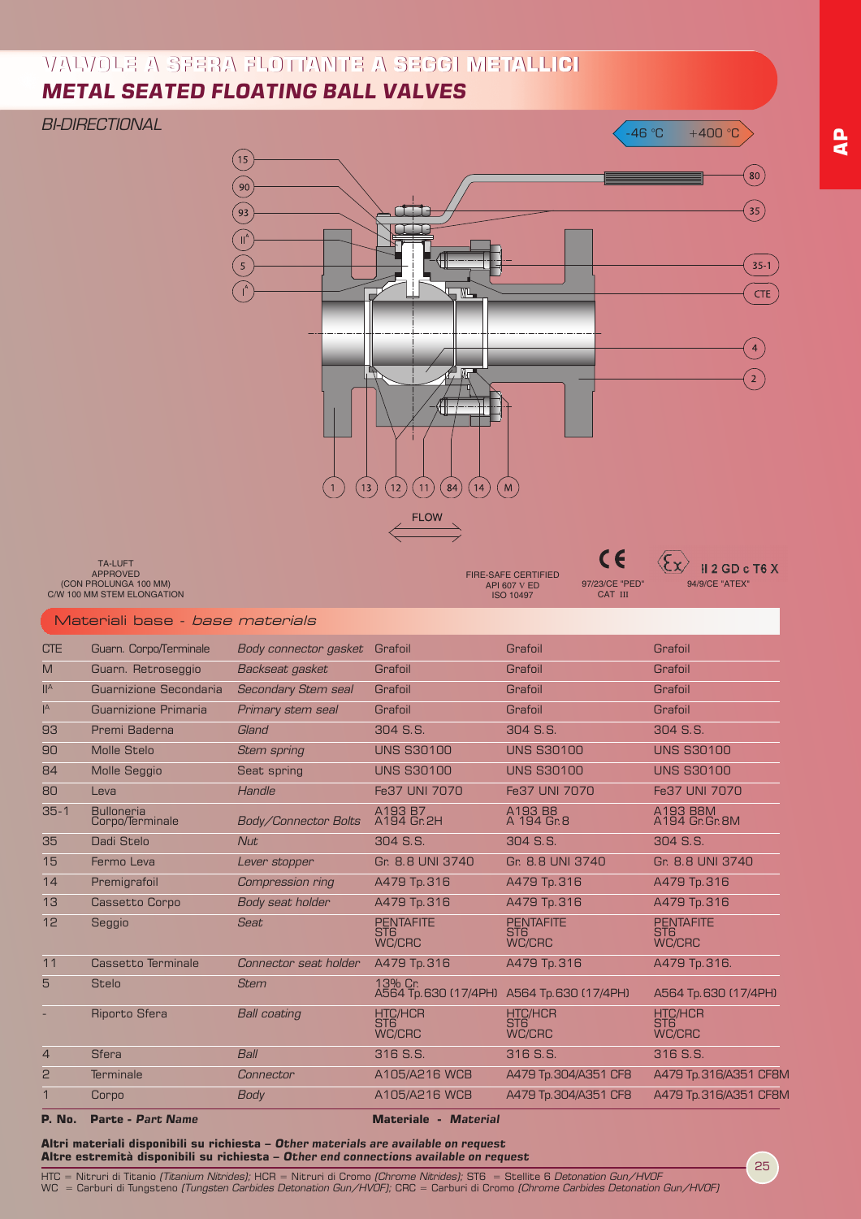# VALVOLE A SFERA FLOTTANTE A SEGGI METALLICI

## METAL SEATED FLOATING BALL VALVES

*BI-DIRECTIONAL*

-46 °C +400 °C

15
90
93
II^A
5
I^A
80
35
35-1
CTE
4
2
1 13 12 11 84 14 M

FLOW

TA-LUFT APPROVED (CON PROLUNGA 100 MM) C/W 100 MM STEM ELONGATION

FIRE-SAFE CERTIFIED API 607 V ED ISO 10497

CE 97/23/CE "PED" CAT III

II 2 GD c T6 X 94/9/CE "ATEX"

### Materiali base - *base materials*

| P. No. | Parte - *Part Name* | | Materiale - *Material* | | |
|---|---|---|---|---|---|
| CTE | Guarn. Corpo/Terminale | *Body connector gasket* | Grafoil | Grafoil | Grafoil |
| M | Guarn. Retroseggio | *Backseat gasket* | Grafoil | Grafoil | Grafoil |
| II^A | Guarnizione Secondaria | *Secondary Stem seal* | Grafoil | Grafoil | Grafoil |
| I^A | Guarnizione Primaria | *Primary stem seal* | Grafoil | Grafoil | Grafoil |
| 93 | Premi Baderna | *Gland* | 304 S.S. | 304 S.S. | 304 S.S. |
| 90 | Molle Stelo | *Stem spring* | UNS S30100 | UNS S30100 | UNS S30100 |
| 84 | Molle Seggio | Seat spring | UNS S30100 | UNS S30100 | UNS S30100 |
| 80 | Leva | *Handle* | Fe37 UNI 7070 | Fe37 UNI 7070 | Fe37 UNI 7070 |
| 35-1 | Bulloneria Corpo/Terminale | *Body/Connector Bolts* | A193 B7 A194 Gr.2H | A193 B8 A 194 Gr.8 | A193 B8M A194 Gr.Gr.8M |
| 35 | Dadi Stelo | *Nut* | 304 S.S. | 304 S.S. | 304 S.S. |
| 15 | Fermo Leva | *Lever stopper* | Gr. 8.8 UNI 3740 | Gr. 8.8 UNI 3740 | Gr. 8.8 UNI 3740 |
| 14 | Premigrafoil | *Compression ring* | A479 Tp.316 | A479 Tp.316 | A479 Tp.316 |
| 13 | Cassetto Corpo | *Body seat holder* | A479 Tp.316 | A479 Tp.316 | A479 Tp.316 |
| 12 | Seggio | *Seat* | PENTAFITE ST6 WC/CRC | PENTAFITE ST6 WC/CRC | PENTAFITE ST6 WC/CRC |
| 11 | Cassetto Terminale | *Connector seat holder* | A479 Tp.316 | A479 Tp.316 | A479 Tp.316. |
| 5 | Stelo | *Stem* | 13% Cr. A564 Tp.630 (17/4PH) | A564 Tp.630 (17/4PH) | A564 Tp.630 (17/4PH) |
| - | Riporto Sfera | *Ball coating* | HTC/HCR ST6 WC/CRC | HTC/HCR ST6 WC/CRC | HTC/HCR ST6 WC/CRC |
| 4 | Sfera | *Ball* | 316 S.S. | 316 S.S. | 316 S.S. |
| 2 | Terminale | *Connector* | A105/A216 WCB | A479 Tp.304/A351 CF8 | A479 Tp.316/A351 CF8M |
| 1 | Corpo | *Body* | A105/A216 WCB | A479 Tp.304/A351 CF8 | A479 Tp.316/A351 CF8M |

**Altri materiali disponibili su richiesta – *Other materials are available on request***
**Altre estremità disponibili su richiesta – *Other end connections available on request***

HTC = Nitruri di Titanio *(Titanium Nitrides)*; HCR = Nitruri di Cromo *(Chrome Nitrides)*; ST6 = Stellite 6 *Detonation Gun/HVOF*
WC = Carburi di Tungsteno *(Tungsten Carbides Detonation Gun/HVOF)*; CRC = Carburi di Cromo *(Chrome Carbides Detonation Gun/HVOF)*